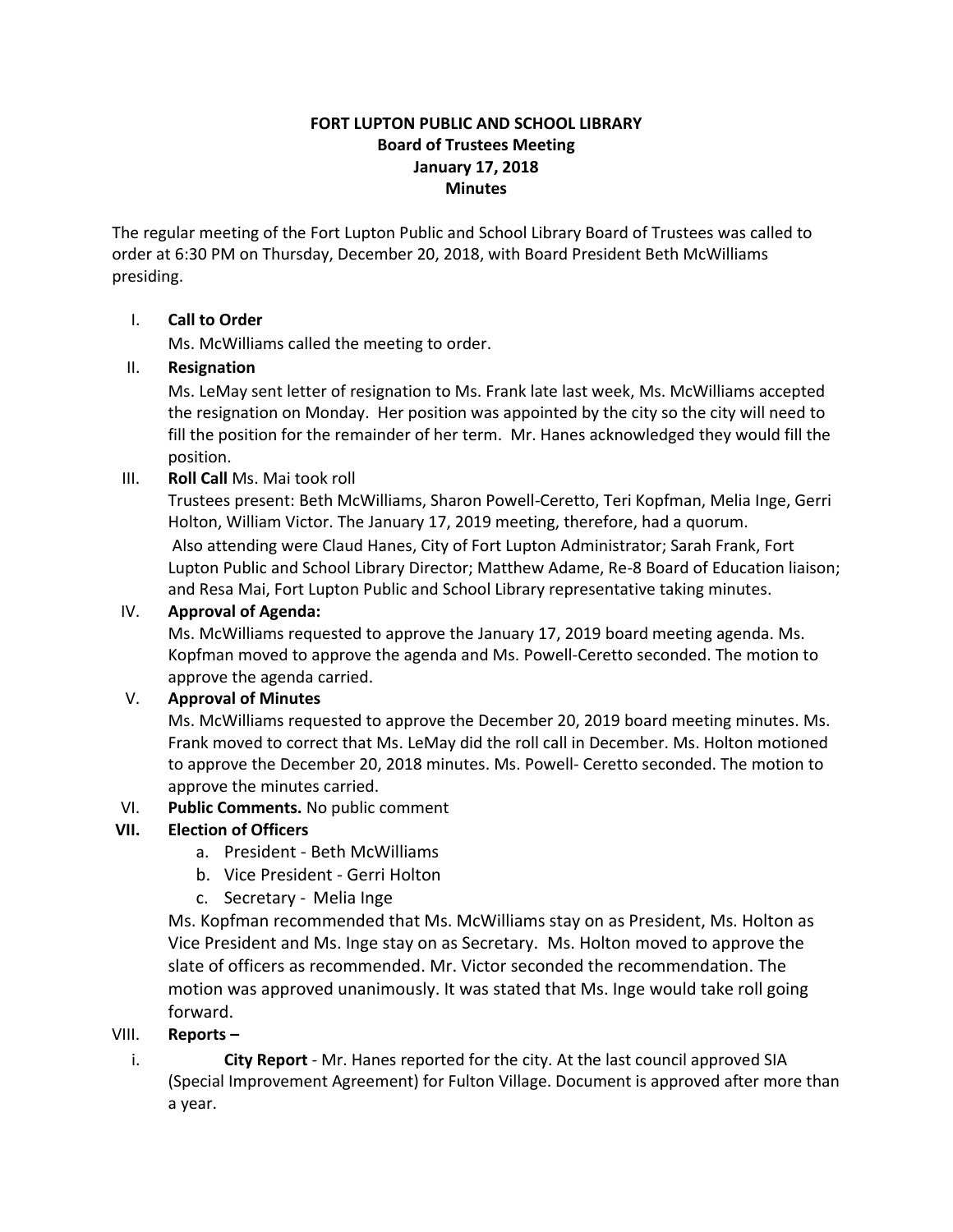**FORT LUPTON PUBLIC AND SCHOOL LIBRARY**
**Board of Trustees Meeting**
**January 17, 2018**
**Minutes**

The regular meeting of the Fort Lupton Public and School Library Board of Trustees was called to order at 6:30 PM on Thursday, December 20, 2018, with Board President Beth McWilliams presiding.

I. **Call to Order**
   Ms. McWilliams called the meeting to order.

II. **Resignation**
   Ms. LeMay sent letter of resignation to Ms. Frank late last week, Ms. McWilliams accepted the resignation on Monday. Her position was appointed by the city so the city will need to fill the position for the remainder of her term. Mr. Hanes acknowledged they would fill the position.

III. **Roll Call** Ms. Mai took roll
   Trustees present: Beth McWilliams, Sharon Powell-Ceretto, Teri Kopfman, Melia Inge, Gerri Holton, William Victor. The January 17, 2019 meeting, therefore, had a quorum.
   Also attending were Claud Hanes, City of Fort Lupton Administrator; Sarah Frank, Fort Lupton Public and School Library Director; Matthew Adame, Re-8 Board of Education liaison; and Resa Mai, Fort Lupton Public and School Library representative taking minutes.

IV. **Approval of Agenda:**
   Ms. McWilliams requested to approve the January 17, 2019 board meeting agenda. Ms. Kopfman moved to approve the agenda and Ms. Powell-Ceretto seconded. The motion to approve the agenda carried.

V. **Approval of Minutes**
   Ms. McWilliams requested to approve the December 20, 2019 board meeting minutes. Ms. Frank moved to correct that Ms. LeMay did the roll call in December. Ms. Holton motioned to approve the December 20, 2018 minutes. Ms. Powell- Ceretto seconded. The motion to approve the minutes carried.

VI. **Public Comments.** No public comment

**VII. Election of Officers**
   a. President - Beth McWilliams
   b. Vice President - Gerri Holton
   c. Secretary - Melia Inge

   Ms. Kopfman recommended that Ms. McWilliams stay on as President, Ms. Holton as Vice President and Ms. Inge stay on as Secretary. Ms. Holton moved to approve the slate of officers as recommended. Mr. Victor seconded the recommendation. The motion was approved unanimously. It was stated that Ms. Inge would take roll going forward.

VIII. **Reports –**

   i. **City Report** - Mr. Hanes reported for the city. At the last council approved SIA (Special Improvement Agreement) for Fulton Village. Document is approved after more than a year.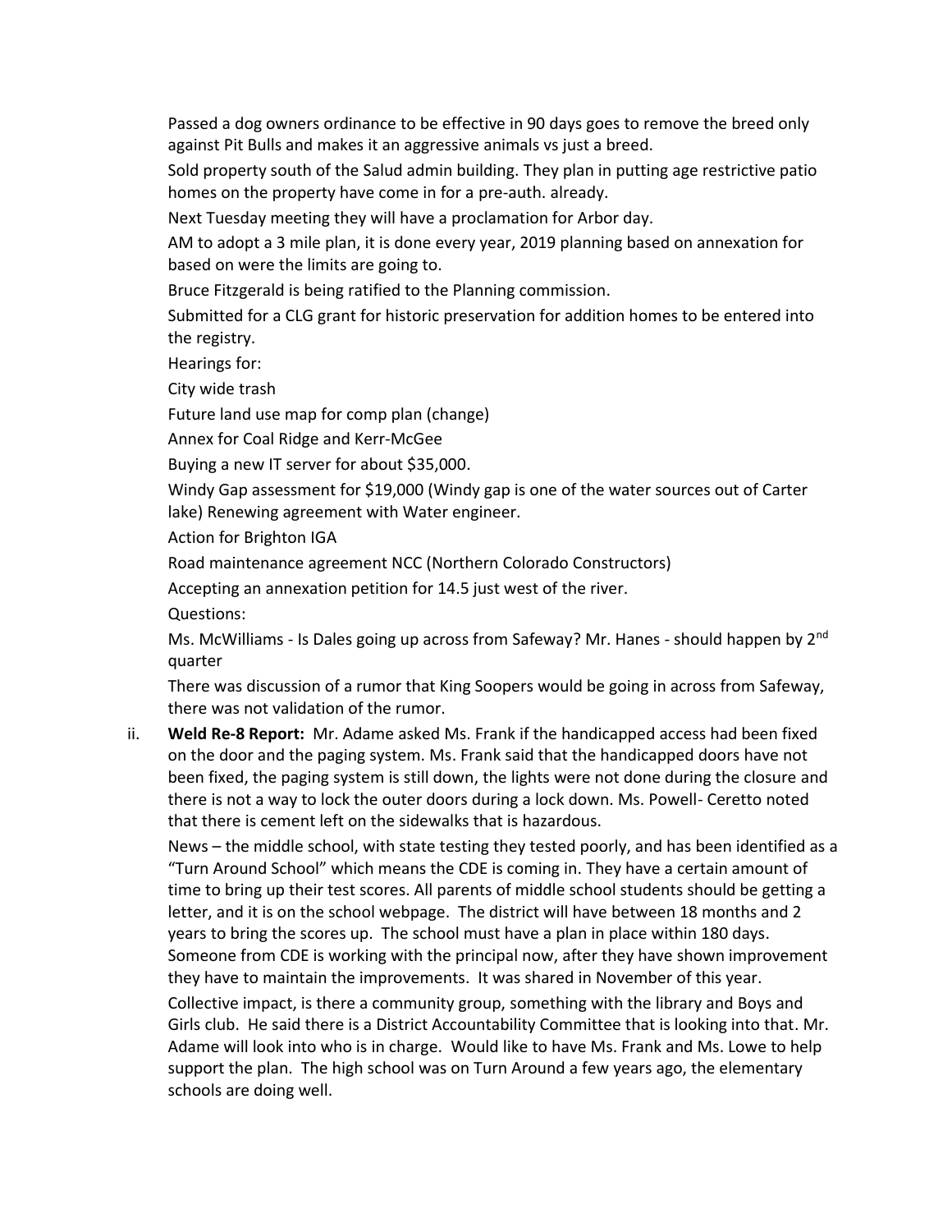Passed a dog owners ordinance to be effective in 90 days goes to remove the breed only against Pit Bulls and makes it an aggressive animals vs just a breed.

Sold property south of the Salud admin building. They plan in putting age restrictive patio homes on the property have come in for a pre-auth. already.

Next Tuesday meeting they will have a proclamation for Arbor day.

AM to adopt a 3 mile plan, it is done every year, 2019 planning based on annexation for based on were the limits are going to.

Bruce Fitzgerald is being ratified to the Planning commission.

Submitted for a CLG grant for historic preservation for addition homes to be entered into the registry.

Hearings for:

City wide trash

Future land use map for comp plan (change)

Annex for Coal Ridge and Kerr-McGee

Buying a new IT server for about $35,000.

Windy Gap assessment for $19,000 (Windy gap is one of the water sources out of Carter lake) Renewing agreement with Water engineer.

Action for Brighton IGA

Road maintenance agreement NCC (Northern Colorado Constructors)

Accepting an annexation petition for 14.5 just west of the river.

Questions:

Ms. McWilliams - Is Dales going up across from Safeway? Mr. Hanes - should happen by 2nd quarter

There was discussion of a rumor that King Soopers would be going in across from Safeway, there was not validation of the rumor.

ii. **Weld Re-8 Report:** Mr. Adame asked Ms. Frank if the handicapped access had been fixed on the door and the paging system. Ms. Frank said that the handicapped doors have not been fixed, the paging system is still down, the lights were not done during the closure and there is not a way to lock the outer doors during a lock down. Ms. Powell- Ceretto noted that there is cement left on the sidewalks that is hazardous.

News – the middle school, with state testing they tested poorly, and has been identified as a "Turn Around School" which means the CDE is coming in. They have a certain amount of time to bring up their test scores. All parents of middle school students should be getting a letter, and it is on the school webpage. The district will have between 18 months and 2 years to bring the scores up. The school must have a plan in place within 180 days. Someone from CDE is working with the principal now, after they have shown improvement they have to maintain the improvements. It was shared in November of this year.

Collective impact, is there a community group, something with the library and Boys and Girls club. He said there is a District Accountability Committee that is looking into that. Mr. Adame will look into who is in charge. Would like to have Ms. Frank and Ms. Lowe to help support the plan. The high school was on Turn Around a few years ago, the elementary schools are doing well.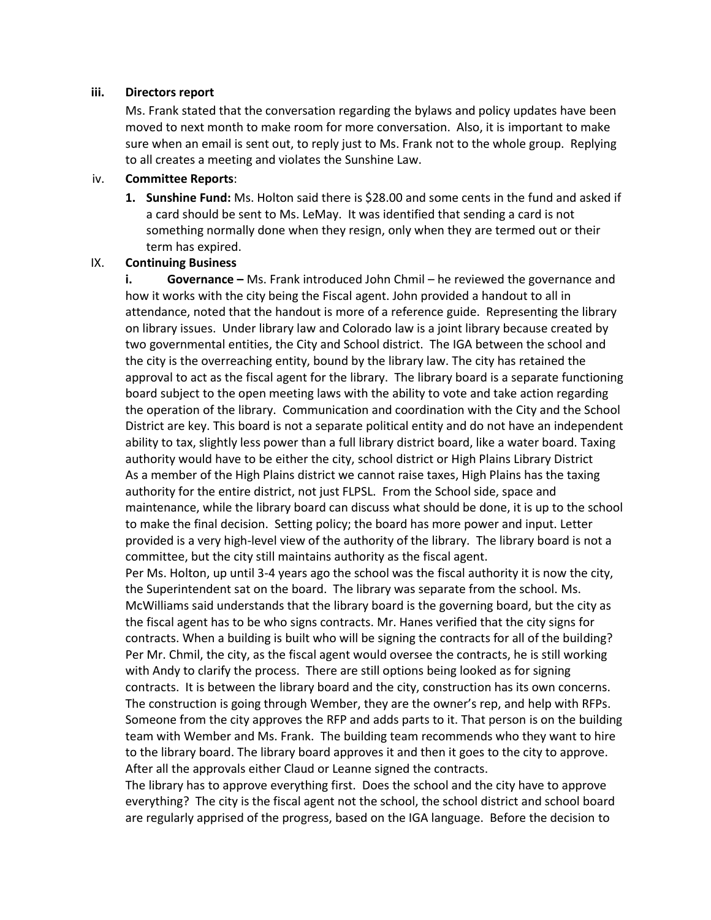**iii. Directors report**

Ms. Frank stated that the conversation regarding the bylaws and policy updates have been moved to next month to make room for more conversation. Also, it is important to make sure when an email is sent out, to reply just to Ms. Frank not to the whole group. Replying to all creates a meeting and violates the Sunshine Law.

iv. **Committee Reports**:

1. **Sunshine Fund:** Ms. Holton said there is $28.00 and some cents in the fund and asked if a card should be sent to Ms. LeMay. It was identified that sending a card is not something normally done when they resign, only when they are termed out or their term has expired.

IX. **Continuing Business**

**i. Governance –** Ms. Frank introduced John Chmil – he reviewed the governance and how it works with the city being the Fiscal agent. John provided a handout to all in attendance, noted that the handout is more of a reference guide. Representing the library on library issues. Under library law and Colorado law is a joint library because created by two governmental entities, the City and School district. The IGA between the school and the city is the overreaching entity, bound by the library law. The city has retained the approval to act as the fiscal agent for the library. The library board is a separate functioning board subject to the open meeting laws with the ability to vote and take action regarding the operation of the library. Communication and coordination with the City and the School District are key. This board is not a separate political entity and do not have an independent ability to tax, slightly less power than a full library district board, like a water board. Taxing authority would have to be either the city, school district or High Plains Library District As a member of the High Plains district we cannot raise taxes, High Plains has the taxing authority for the entire district, not just FLPSL. From the School side, space and maintenance, while the library board can discuss what should be done, it is up to the school to make the final decision. Setting policy; the board has more power and input. Letter provided is a very high-level view of the authority of the library. The library board is not a committee, but the city still maintains authority as the fiscal agent.

Per Ms. Holton, up until 3-4 years ago the school was the fiscal authority it is now the city, the Superintendent sat on the board. The library was separate from the school. Ms. McWilliams said understands that the library board is the governing board, but the city as the fiscal agent has to be who signs contracts. Mr. Hanes verified that the city signs for contracts. When a building is built who will be signing the contracts for all of the building? Per Mr. Chmil, the city, as the fiscal agent would oversee the contracts, he is still working with Andy to clarify the process. There are still options being looked as for signing contracts. It is between the library board and the city, construction has its own concerns. The construction is going through Wember, they are the owner's rep, and help with RFPs. Someone from the city approves the RFP and adds parts to it. That person is on the building team with Wember and Ms. Frank. The building team recommends who they want to hire to the library board. The library board approves it and then it goes to the city to approve. After all the approvals either Claud or Leanne signed the contracts.

The library has to approve everything first. Does the school and the city have to approve everything? The city is the fiscal agent not the school, the school district and school board are regularly apprised of the progress, based on the IGA language. Before the decision to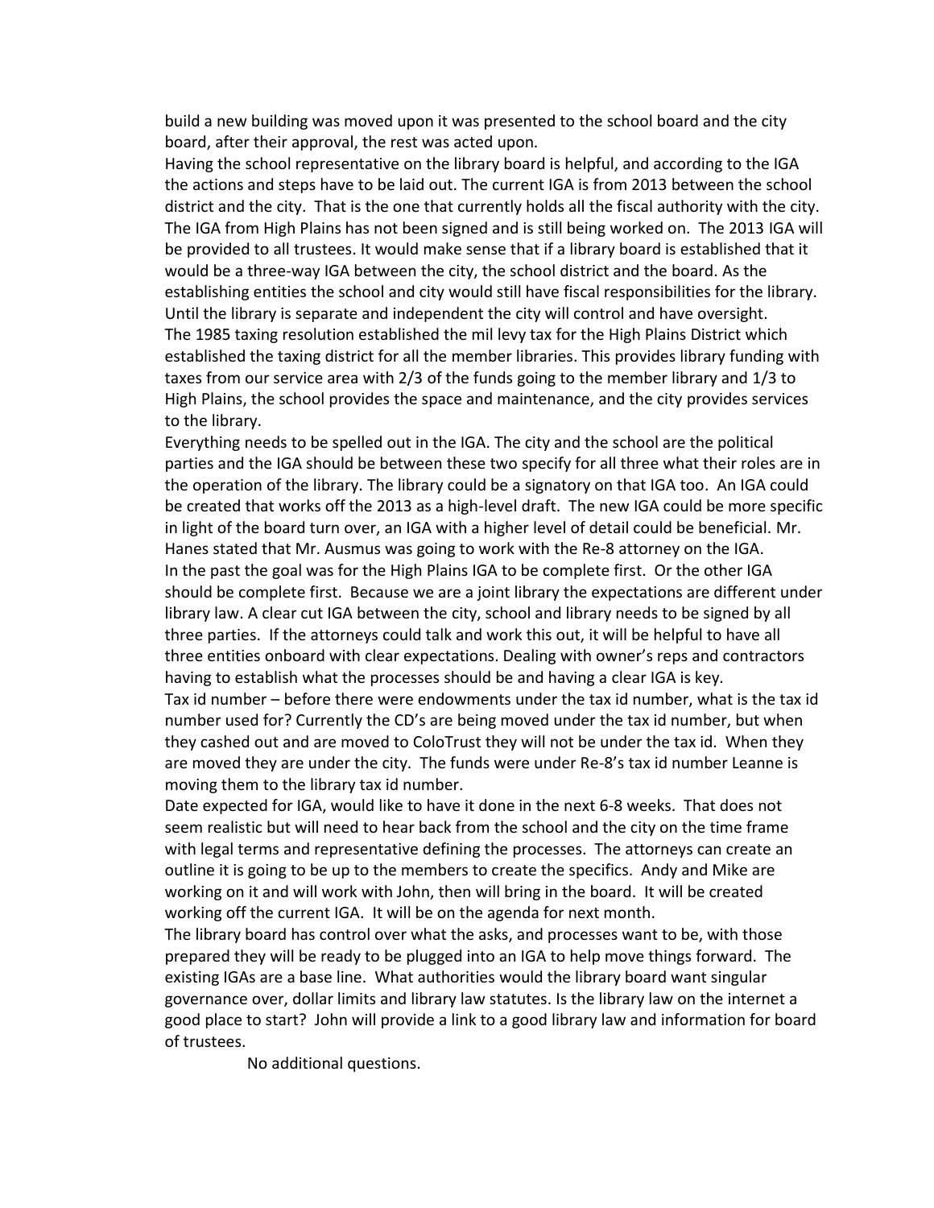build a new building was moved upon it was presented to the school board and the city board, after their approval, the rest was acted upon.

Having the school representative on the library board is helpful, and according to the IGA the actions and steps have to be laid out. The current IGA is from 2013 between the school district and the city. That is the one that currently holds all the fiscal authority with the city. The IGA from High Plains has not been signed and is still being worked on. The 2013 IGA will be provided to all trustees. It would make sense that if a library board is established that it would be a three-way IGA between the city, the school district and the board. As the establishing entities the school and city would still have fiscal responsibilities for the library. Until the library is separate and independent the city will control and have oversight.

The 1985 taxing resolution established the mil levy tax for the High Plains District which established the taxing district for all the member libraries. This provides library funding with taxes from our service area with 2/3 of the funds going to the member library and 1/3 to High Plains, the school provides the space and maintenance, and the city provides services to the library.

Everything needs to be spelled out in the IGA. The city and the school are the political parties and the IGA should be between these two specify for all three what their roles are in the operation of the library. The library could be a signatory on that IGA too. An IGA could be created that works off the 2013 as a high-level draft. The new IGA could be more specific in light of the board turn over, an IGA with a higher level of detail could be beneficial. Mr. Hanes stated that Mr. Ausmus was going to work with the Re-8 attorney on the IGA.

In the past the goal was for the High Plains IGA to be complete first. Or the other IGA should be complete first. Because we are a joint library the expectations are different under library law. A clear cut IGA between the city, school and library needs to be signed by all three parties. If the attorneys could talk and work this out, it will be helpful to have all three entities onboard with clear expectations. Dealing with owner's reps and contractors having to establish what the processes should be and having a clear IGA is key.

Tax id number – before there were endowments under the tax id number, what is the tax id number used for? Currently the CD's are being moved under the tax id number, but when they cashed out and are moved to ColoTrust they will not be under the tax id. When they are moved they are under the city. The funds were under Re-8's tax id number Leanne is moving them to the library tax id number.

Date expected for IGA, would like to have it done in the next 6-8 weeks. That does not seem realistic but will need to hear back from the school and the city on the time frame with legal terms and representative defining the processes. The attorneys can create an outline it is going to be up to the members to create the specifics. Andy and Mike are working on it and will work with John, then will bring in the board. It will be created working off the current IGA. It will be on the agenda for next month.

The library board has control over what the asks, and processes want to be, with those prepared they will be ready to be plugged into an IGA to help move things forward. The existing IGAs are a base line. What authorities would the library board want singular governance over, dollar limits and library law statutes. Is the library law on the internet a good place to start? John will provide a link to a good library law and information for board of trustees.

No additional questions.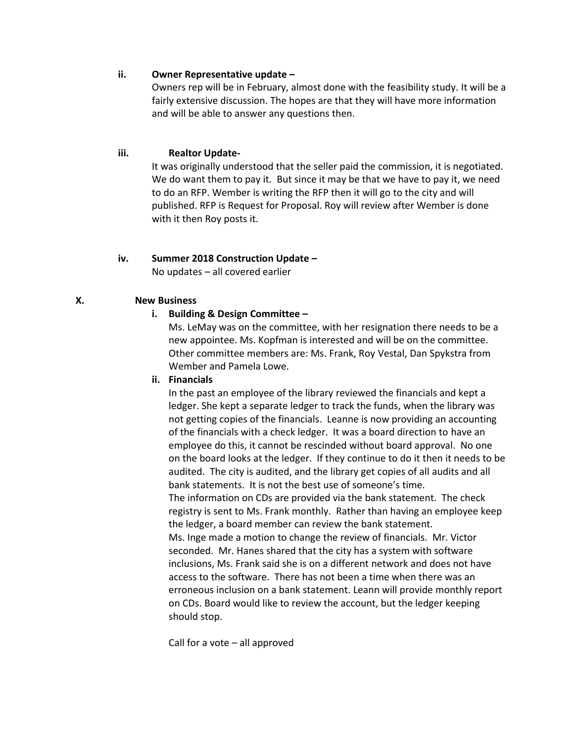**ii. Owner Representative update –**

Owners rep will be in February, almost done with the feasibility study. It will be a fairly extensive discussion. The hopes are that they will have more information and will be able to answer any questions then.

**iii. Realtor Update-**

It was originally understood that the seller paid the commission, it is negotiated. We do want them to pay it. But since it may be that we have to pay it, we need to do an RFP. Wember is writing the RFP then it will go to the city and will published. RFP is Request for Proposal. Roy will review after Wember is done with it then Roy posts it.

**iv. Summer 2018 Construction Update –**

No updates – all covered earlier

**X. New Business**

**i. Building & Design Committee –**

Ms. LeMay was on the committee, with her resignation there needs to be a new appointee. Ms. Kopfman is interested and will be on the committee. Other committee members are: Ms. Frank, Roy Vestal, Dan Spykstra from Wember and Pamela Lowe.

**ii. Financials**

In the past an employee of the library reviewed the financials and kept a ledger. She kept a separate ledger to track the funds, when the library was not getting copies of the financials. Leanne is now providing an accounting of the financials with a check ledger. It was a board direction to have an employee do this, it cannot be rescinded without board approval. No one on the board looks at the ledger. If they continue to do it then it needs to be audited. The city is audited, and the library get copies of all audits and all bank statements. It is not the best use of someone's time.

The information on CDs are provided via the bank statement. The check registry is sent to Ms. Frank monthly. Rather than having an employee keep the ledger, a board member can review the bank statement.

Ms. Inge made a motion to change the review of financials. Mr. Victor seconded. Mr. Hanes shared that the city has a system with software inclusions, Ms. Frank said she is on a different network and does not have access to the software. There has not been a time when there was an erroneous inclusion on a bank statement. Leann will provide monthly report on CDs. Board would like to review the account, but the ledger keeping should stop.

Call for a vote – all approved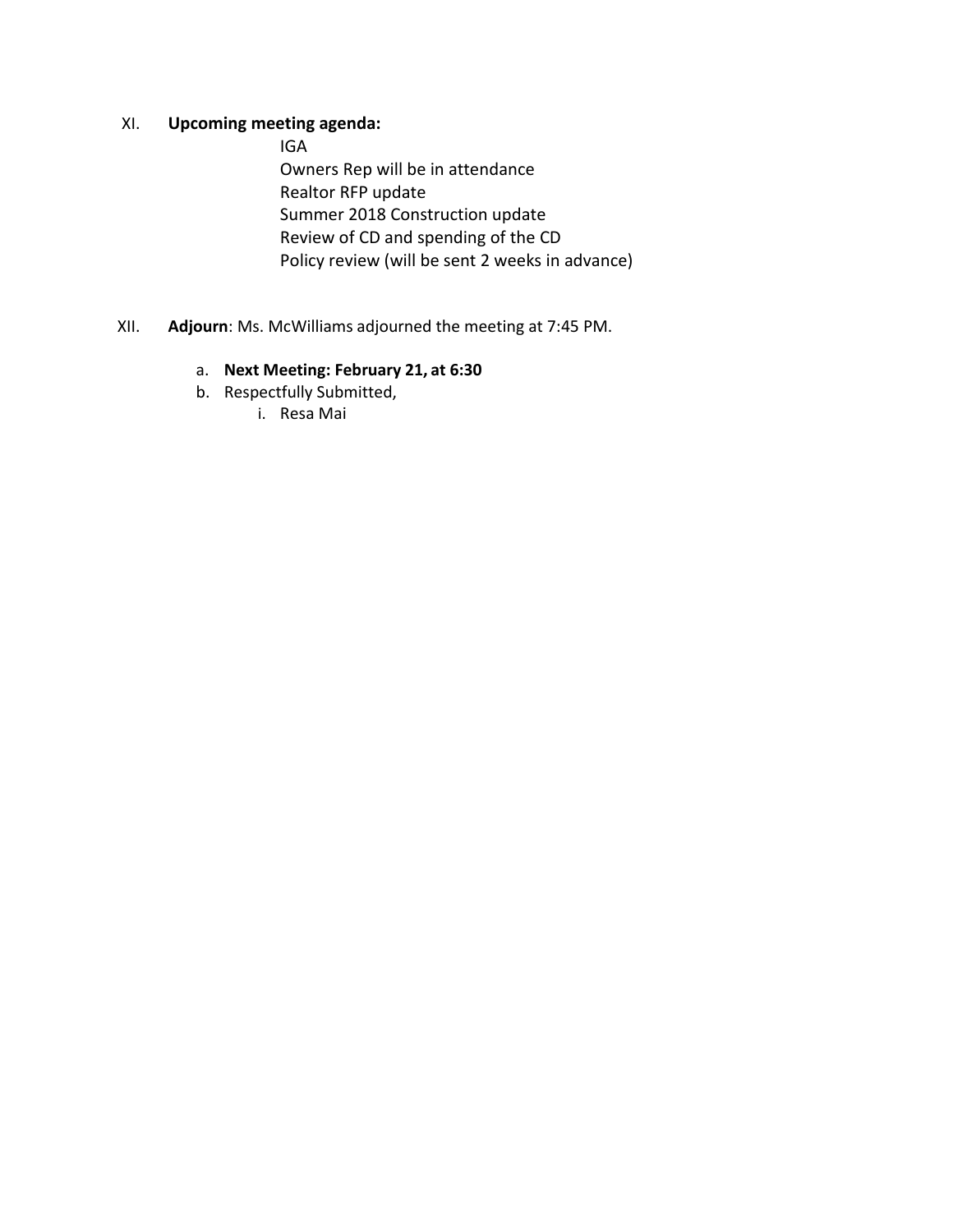XI. **Upcoming meeting agenda:**

IGA
Owners Rep will be in attendance
Realtor RFP update
Summer 2018 Construction update
Review of CD and spending of the CD
Policy review (will be sent 2 weeks in advance)

XII. **Adjourn**: Ms. McWilliams adjourned the meeting at 7:45 PM.

a. **Next Meeting: February 21, at 6:30**
b. Respectfully Submitted,
    i. Resa Mai